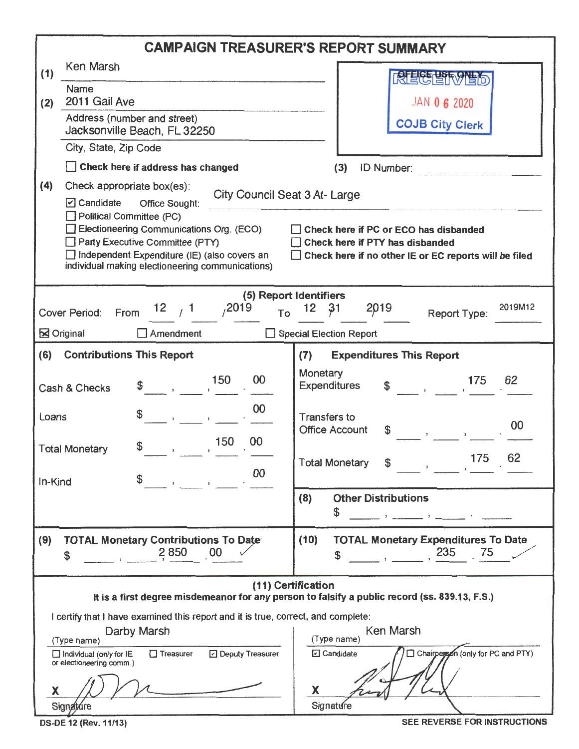# CAMPAIGN TREASURER'S REPORT SUMMARY

(1) Ken Marsh
Name

(2) 2011 Gail Ave
Address (number and street)
Jacksonville Beach, FL 32250
City, State, Zip Code

☐ **Check here if address has changed**

OFFICE USE ONLY
RECEIVED
JAN 06 2020
COJB City Clerk

(3) ID Number:

(4) Check appropriate box(es):

☑ Candidate Office Sought: City Council Seat 3 At- Large
☐ Political Committee (PC)
☐ Electioneering Communications Org. (ECO)
☐ Party Executive Committee (PTY)
☐ Independent Expenditure (IE) (also covers an individual making electioneering communications)

☐ **Check here if PC or ECO has disbanded**
☐ **Check here if PTY has disbanded**
☐ **Check here if no other IE or EC reports will be filed**

## (5) Report Identifiers

Cover Period: From 12 / 1 / 2019 To 12 / 31 / 2019 Report Type: 2019M12

☒ Original ☐ Amendment ☐ Special Election Report

| (6) Contributions This Report | | (7) Expenditures This Report | |
|---|---|---|---|
| Cash & Checks | $ 150.00 | Monetary Expenditures | $ 175.62 |
| Loans | $ .00 | Transfers to Office Account | $ .00 |
| Total Monetary | $ 150.00 | Total Monetary | $ 175.62 |
| In-Kind | $ .00 | (8) Other Distributions | $ |
| (9) TOTAL Monetary Contributions To Date | $ 2,850.00 | (10) TOTAL Monetary Expenditures To Date | $ 235.75 |

## (11) Certification

**It is a first degree misdemeanor for any person to falsify a public record (ss. 839.13, F.S.)**

I certify that I have examined this report and it is true, correct, and complete:

| | |
|---|---|
| Darby Marsh (Type name) | Ken Marsh (Type name) |
| ☐ Individual (only for IE or electioneering comm.) ☐ Treasurer ☑ Deputy Treasurer | ☑ Candidate ☐ Chairperson (only for PC and PTY) |
| X [signature] Signature | X [signature] Signature |

DS-DE 12 (Rev. 11/13) SEE REVERSE FOR INSTRUCTIONS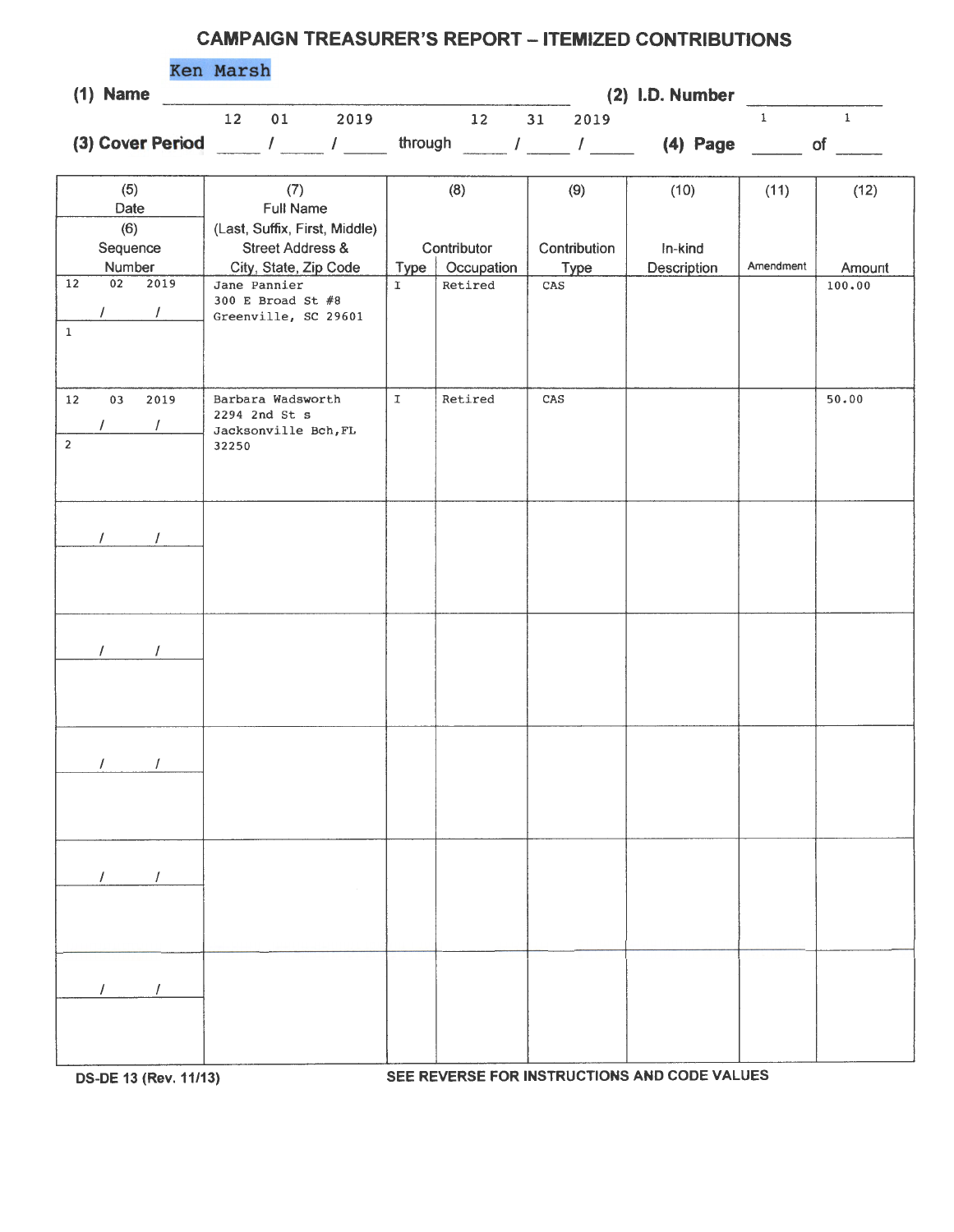# CAMPAIGN TREASURER'S REPORT – ITEMIZED CONTRIBUTIONS

**(1) Name** Ken Marsh **(2) I.D. Number** ______

**(3) Cover Period** 12 / 01 / 2019 through 12 / 31 / 2019 **(4) Page** 1 of 1

| (5) Date / (6) Sequence Number | (7) Full Name (Last, Suffix, First, Middle) Street Address & City, State, Zip Code | (8) Contributor Type | (8) Contributor Occupation | (9) Contribution Type | (10) In-kind Description | (11) Amendment | (12) Amount |
|---|---|---|---|---|---|---|---|
| 12/02/2019<br>1 | Jane Pannier<br>300 E Broad St #8<br>Greenville, SC 29601 | I | Retired | CAS | | | 100.00 |
| 12/03/2019<br>2 | Barbara Wadsworth<br>2294 2nd St s<br>Jacksonville Bch,FL<br>32250 | I | Retired | CAS | | | 50.00 |
| / / | | | | | | | |
| / / | | | | | | | |
| / / | | | | | | | |
| / / | | | | | | | |
| / / | | | | | | | |

DS-DE 13 (Rev. 11/13) SEE REVERSE FOR INSTRUCTIONS AND CODE VALUES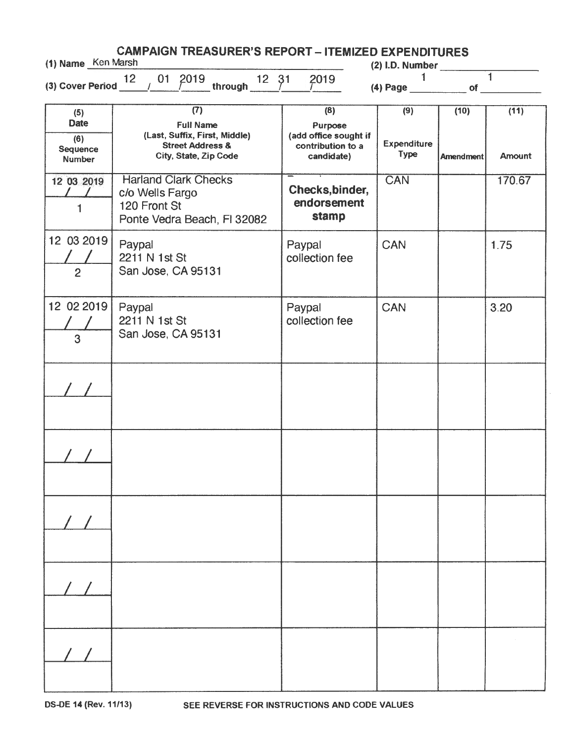# CAMPAIGN TREASURER'S REPORT – ITEMIZED EXPENDITURES

(1) Name Ken Marsh

(2) I.D. Number

(3) Cover Period 12 / 01 / 2019 through 12 / 31 / 2019

(4) Page 1 of 1

| (5) Date / (6) Sequence Number | (7) Full Name (Last, Suffix, First, Middle) Street Address & City, State, Zip Code | (8) Purpose (add office sought if contribution to a candidate) | (9) Expenditure Type | (10) Amendment | (11) Amount |
|---|---|---|---|---|---|
| 12 03 2019 / 1 | Harland Clark Checks c/o Wells Fargo 120 Front St Ponte Vedra Beach, Fl 32082 | **Checks,binder, endorsement stamp** | CAN | | 170.67 |
| 12 03 2019 / 2 | Paypal 2211 N 1st St San Jose, CA 95131 | Paypal collection fee | CAN | | 1.75 |
| 12 02 2019 / 3 | Paypal 2211 N 1st St San Jose, CA 95131 | Paypal collection fee | CAN | | 3.20 |
| / / | | | | | |
| / / | | | | | |
| / / | | | | | |
| / / | | | | | |
| / / | | | | | |

DS-DE 14 (Rev. 11/13) SEE REVERSE FOR INSTRUCTIONS AND CODE VALUES